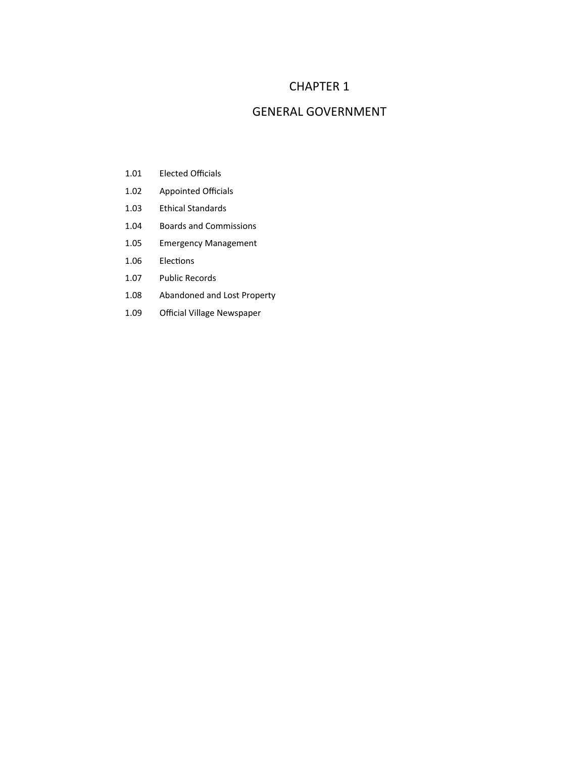# CHAPTER 1

# GENERAL GOVERNMENT

1.01 Elected Officials

1.02 Appointed Officials

1.03 Ethical Standards

1.04 Boards and Commissions

1.05 Emergency Management

1.06 Elections

1.07 Public Records

1.08 Abandoned and Lost Property

1.09 Official Village Newspaper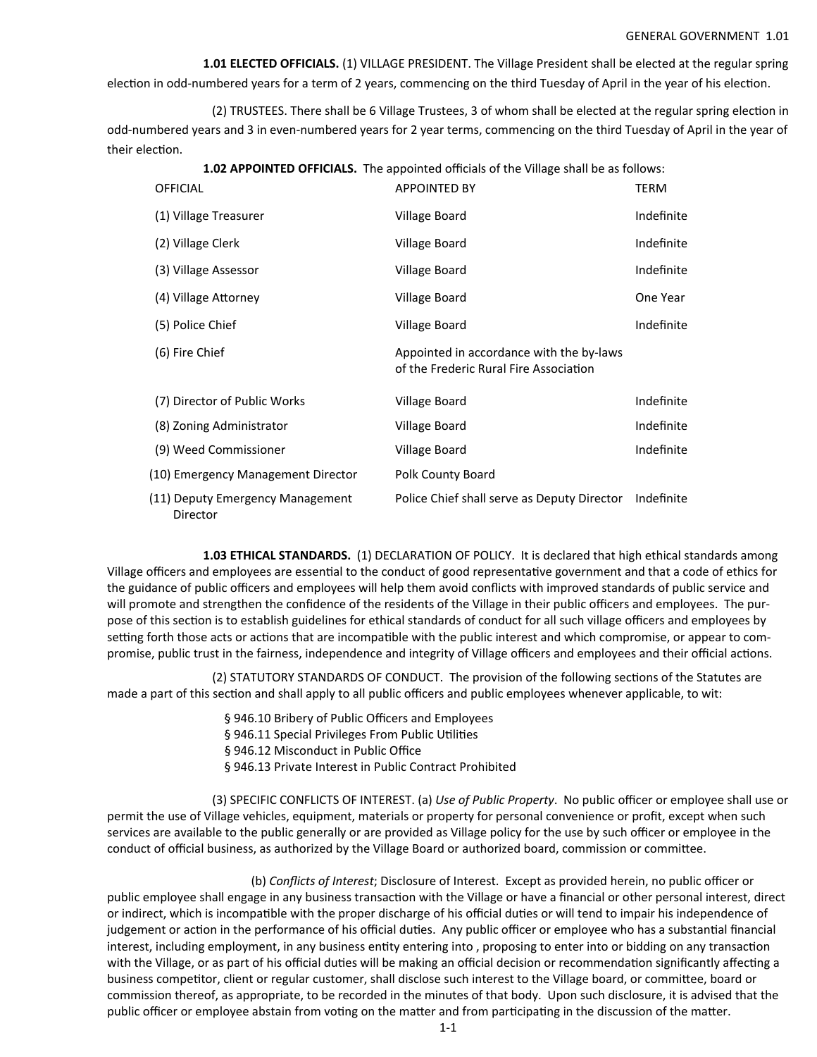**1.01 ELECTED OFFICIALS.** (1) VILLAGE PRESIDENT. The Village President shall be elected at the regular spring election in odd-numbered years for a term of 2 years, commencing on the third Tuesday of April in the year of his election.

(2) TRUSTEES. There shall be 6 Village Trustees, 3 of whom shall be elected at the regular spring election in odd-numbered years and 3 in even-numbered years for 2 year terms, commencing on the third Tuesday of April in the year of their election.

**1.02 APPOINTED OFFICIALS.** The appointed officials of the Village shall be as follows:

| OFFICIAL | APPOINTED BY | TERM |
|---|---|---|
| (1) Village Treasurer | Village Board | Indefinite |
| (2) Village Clerk | Village Board | Indefinite |
| (3) Village Assessor | Village Board | Indefinite |
| (4) Village Attorney | Village Board | One Year |
| (5) Police Chief | Village Board | Indefinite |
| (6) Fire Chief | Appointed in accordance with the by-laws of the Frederic Rural Fire Association | |
| (7) Director of Public Works | Village Board | Indefinite |
| (8) Zoning Administrator | Village Board | Indefinite |
| (9) Weed Commissioner | Village Board | Indefinite |
| (10) Emergency Management Director | Polk County Board | |
| (11) Deputy Emergency Management Director | Police Chief shall serve as Deputy Director | Indefinite |

**1.03 ETHICAL STANDARDS.** (1) DECLARATION OF POLICY. It is declared that high ethical standards among Village officers and employees are essential to the conduct of good representative government and that a code of ethics for the guidance of public officers and employees will help them avoid conflicts with improved standards of public service and will promote and strengthen the confidence of the residents of the Village in their public officers and employees. The purpose of this section is to establish guidelines for ethical standards of conduct for all such village officers and employees by setting forth those acts or actions that are incompatible with the public interest and which compromise, or appear to compromise, public trust in the fairness, independence and integrity of Village officers and employees and their official actions.

(2) STATUTORY STANDARDS OF CONDUCT. The provision of the following sections of the Statutes are made a part of this section and shall apply to all public officers and public employees whenever applicable, to wit:

§ 946.10 Bribery of Public Officers and Employees
§ 946.11 Special Privileges From Public Utilities
§ 946.12 Misconduct in Public Office
§ 946.13 Private Interest in Public Contract Prohibited

(3) SPECIFIC CONFLICTS OF INTEREST. (a) *Use of Public Property*. No public officer or employee shall use or permit the use of Village vehicles, equipment, materials or property for personal convenience or profit, except when such services are available to the public generally or are provided as Village policy for the use by such officer or employee in the conduct of official business, as authorized by the Village Board or authorized board, commission or committee.

(b) *Conflicts of Interest*; Disclosure of Interest. Except as provided herein, no public officer or public employee shall engage in any business transaction with the Village or have a financial or other personal interest, direct or indirect, which is incompatible with the proper discharge of his official duties or will tend to impair his independence of judgement or action in the performance of his official duties. Any public officer or employee who has a substantial financial interest, including employment, in any business entity entering into , proposing to enter into or bidding on any transaction with the Village, or as part of his official duties will be making an official decision or recommendation significantly affecting a business competitor, client or regular customer, shall disclose such interest to the Village board, or committee, board or commission thereof, as appropriate, to be recorded in the minutes of that body. Upon such disclosure, it is advised that the public officer or employee abstain from voting on the matter and from participating in the discussion of the matter.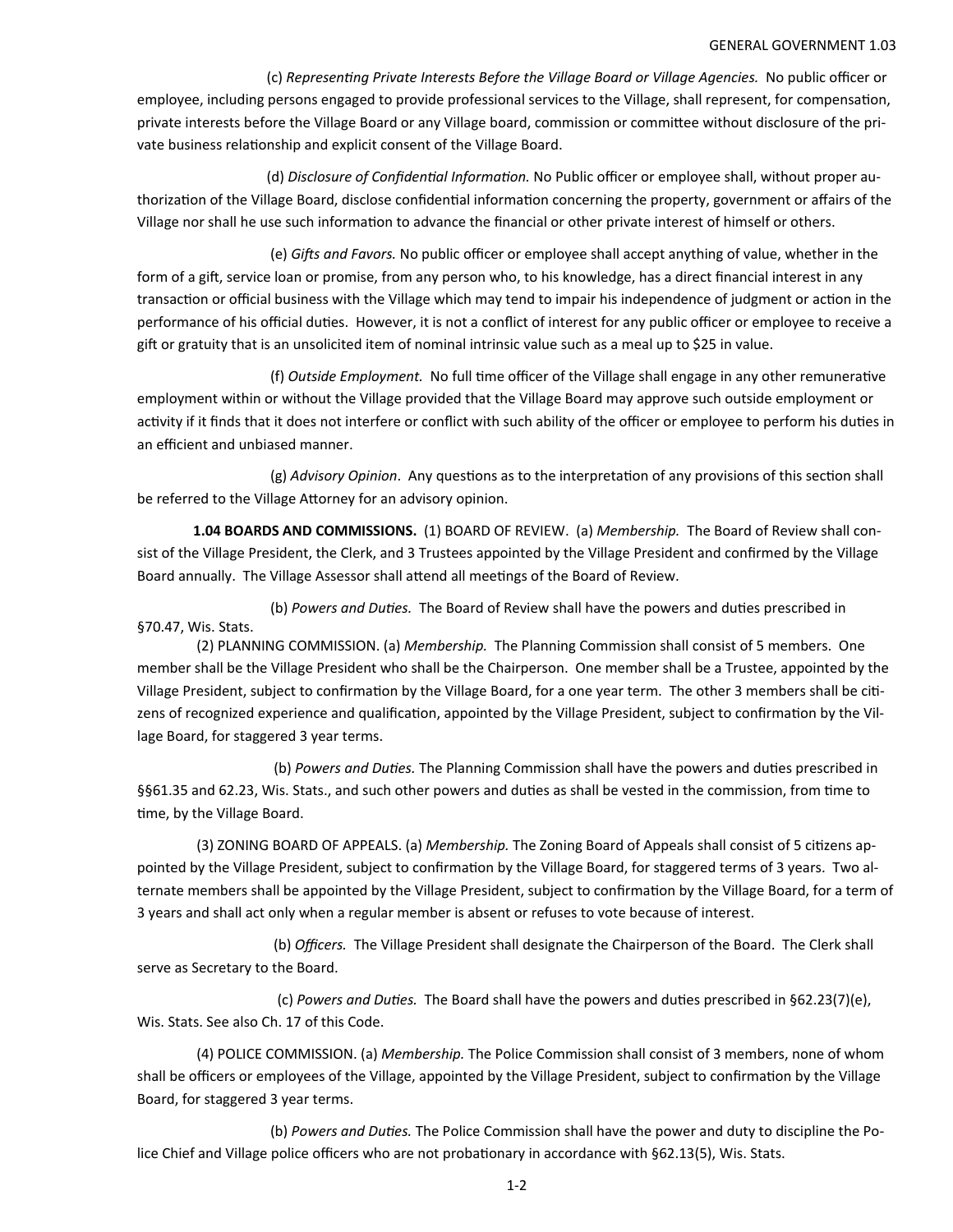(c) *Representing Private Interests Before the Village Board or Village Agencies.* No public officer or employee, including persons engaged to provide professional services to the Village, shall represent, for compensation, private interests before the Village Board or any Village board, commission or committee without disclosure of the private business relationship and explicit consent of the Village Board.

(d) *Disclosure of Confidential Information.* No Public officer or employee shall, without proper authorization of the Village Board, disclose confidential information concerning the property, government or affairs of the Village nor shall he use such information to advance the financial or other private interest of himself or others.

(e) *Gifts and Favors.* No public officer or employee shall accept anything of value, whether in the form of a gift, service loan or promise, from any person who, to his knowledge, has a direct financial interest in any transaction or official business with the Village which may tend to impair his independence of judgment or action in the performance of his official duties. However, it is not a conflict of interest for any public officer or employee to receive a gift or gratuity that is an unsolicited item of nominal intrinsic value such as a meal up to $25 in value.

(f) *Outside Employment.* No full time officer of the Village shall engage in any other remunerative employment within or without the Village provided that the Village Board may approve such outside employment or activity if it finds that it does not interfere or conflict with such ability of the officer or employee to perform his duties in an efficient and unbiased manner.

(g) *Advisory Opinion*. Any questions as to the interpretation of any provisions of this section shall be referred to the Village Attorney for an advisory opinion.

**1.04 BOARDS AND COMMISSIONS.** (1) BOARD OF REVIEW. (a) *Membership.* The Board of Review shall consist of the Village President, the Clerk, and 3 Trustees appointed by the Village President and confirmed by the Village Board annually. The Village Assessor shall attend all meetings of the Board of Review.

(b) *Powers and Duties.* The Board of Review shall have the powers and duties prescribed in §70.47, Wis. Stats.

(2) PLANNING COMMISSION. (a) *Membership.* The Planning Commission shall consist of 5 members. One member shall be the Village President who shall be the Chairperson. One member shall be a Trustee, appointed by the Village President, subject to confirmation by the Village Board, for a one year term. The other 3 members shall be citizens of recognized experience and qualification, appointed by the Village President, subject to confirmation by the Village Board, for staggered 3 year terms.

(b) *Powers and Duties.* The Planning Commission shall have the powers and duties prescribed in §§61.35 and 62.23, Wis. Stats., and such other powers and duties as shall be vested in the commission, from time to time, by the Village Board.

(3) ZONING BOARD OF APPEALS. (a) *Membership.* The Zoning Board of Appeals shall consist of 5 citizens appointed by the Village President, subject to confirmation by the Village Board, for staggered terms of 3 years. Two alternate members shall be appointed by the Village President, subject to confirmation by the Village Board, for a term of 3 years and shall act only when a regular member is absent or refuses to vote because of interest.

(b) *Officers.* The Village President shall designate the Chairperson of the Board. The Clerk shall serve as Secretary to the Board.

(c) *Powers and Duties.* The Board shall have the powers and duties prescribed in §62.23(7)(e), Wis. Stats. See also Ch. 17 of this Code.

(4) POLICE COMMISSION. (a) *Membership.* The Police Commission shall consist of 3 members, none of whom shall be officers or employees of the Village, appointed by the Village President, subject to confirmation by the Village Board, for staggered 3 year terms.

(b) *Powers and Duties.* The Police Commission shall have the power and duty to discipline the Police Chief and Village police officers who are not probationary in accordance with §62.13(5), Wis. Stats.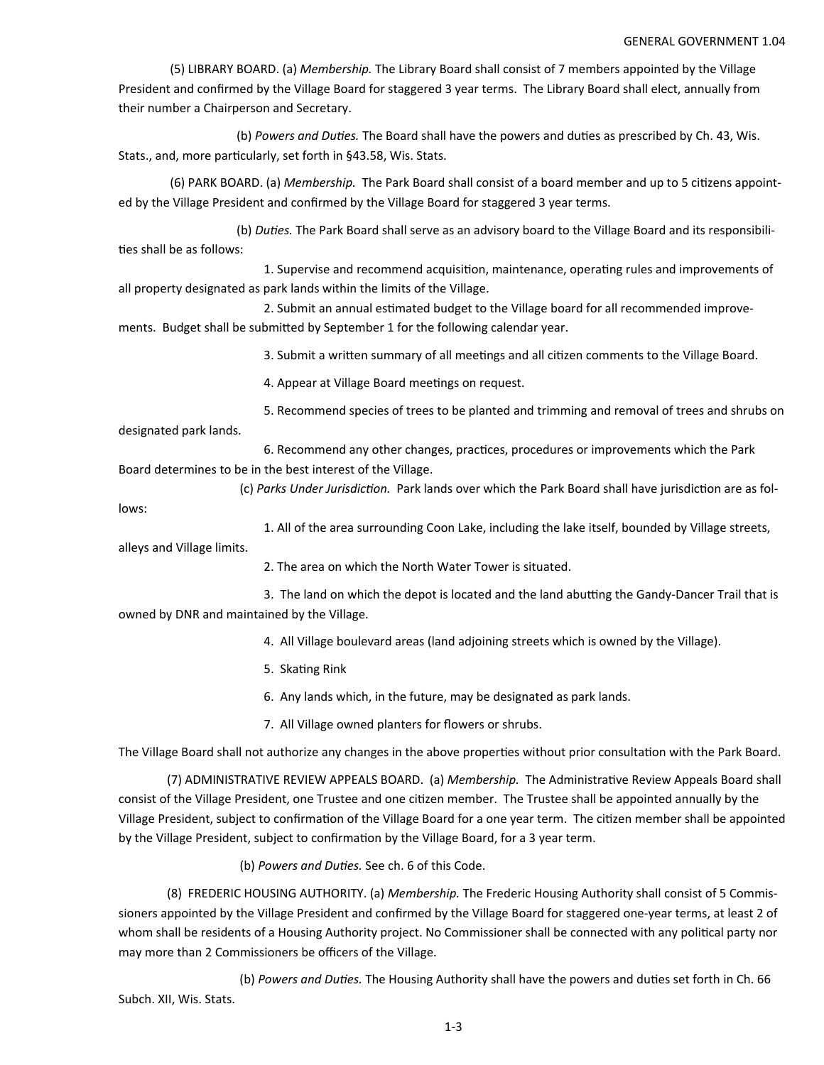(5) LIBRARY BOARD. (a) *Membership.* The Library Board shall consist of 7 members appointed by the Village President and confirmed by the Village Board for staggered 3 year terms. The Library Board shall elect, annually from their number a Chairperson and Secretary.

(b) *Powers and Duties.* The Board shall have the powers and duties as prescribed by Ch. 43, Wis. Stats., and, more particularly, set forth in §43.58, Wis. Stats.

(6) PARK BOARD. (a) *Membership.* The Park Board shall consist of a board member and up to 5 citizens appointed by the Village President and confirmed by the Village Board for staggered 3 year terms.

(b) *Duties.* The Park Board shall serve as an advisory board to the Village Board and its responsibilities shall be as follows:

1. Supervise and recommend acquisition, maintenance, operating rules and improvements of all property designated as park lands within the limits of the Village.

2. Submit an annual estimated budget to the Village board for all recommended improvements. Budget shall be submitted by September 1 for the following calendar year.

3. Submit a written summary of all meetings and all citizen comments to the Village Board.

4. Appear at Village Board meetings on request.

5. Recommend species of trees to be planted and trimming and removal of trees and shrubs on designated park lands.

6. Recommend any other changes, practices, procedures or improvements which the Park Board determines to be in the best interest of the Village.

(c) *Parks Under Jurisdiction.* Park lands over which the Park Board shall have jurisdiction are as follows:

1. All of the area surrounding Coon Lake, including the lake itself, bounded by Village streets, alleys and Village limits.

2. The area on which the North Water Tower is situated.

3. The land on which the depot is located and the land abutting the Gandy-Dancer Trail that is owned by DNR and maintained by the Village.

4. All Village boulevard areas (land adjoining streets which is owned by the Village).

5. Skating Rink

6. Any lands which, in the future, may be designated as park lands.

7. All Village owned planters for flowers or shrubs.

The Village Board shall not authorize any changes in the above properties without prior consultation with the Park Board.

(7) ADMINISTRATIVE REVIEW APPEALS BOARD. (a) *Membership.* The Administrative Review Appeals Board shall consist of the Village President, one Trustee and one citizen member. The Trustee shall be appointed annually by the Village President, subject to confirmation of the Village Board for a one year term. The citizen member shall be appointed by the Village President, subject to confirmation by the Village Board, for a 3 year term.

(b) *Powers and Duties.* See ch. 6 of this Code.

(8) FREDERIC HOUSING AUTHORITY. (a) *Membership.* The Frederic Housing Authority shall consist of 5 Commissioners appointed by the Village President and confirmed by the Village Board for staggered one-year terms, at least 2 of whom shall be residents of a Housing Authority project. No Commissioner shall be connected with any political party nor may more than 2 Commissioners be officers of the Village.

(b) *Powers and Duties.* The Housing Authority shall have the powers and duties set forth in Ch. 66 Subch. XII, Wis. Stats.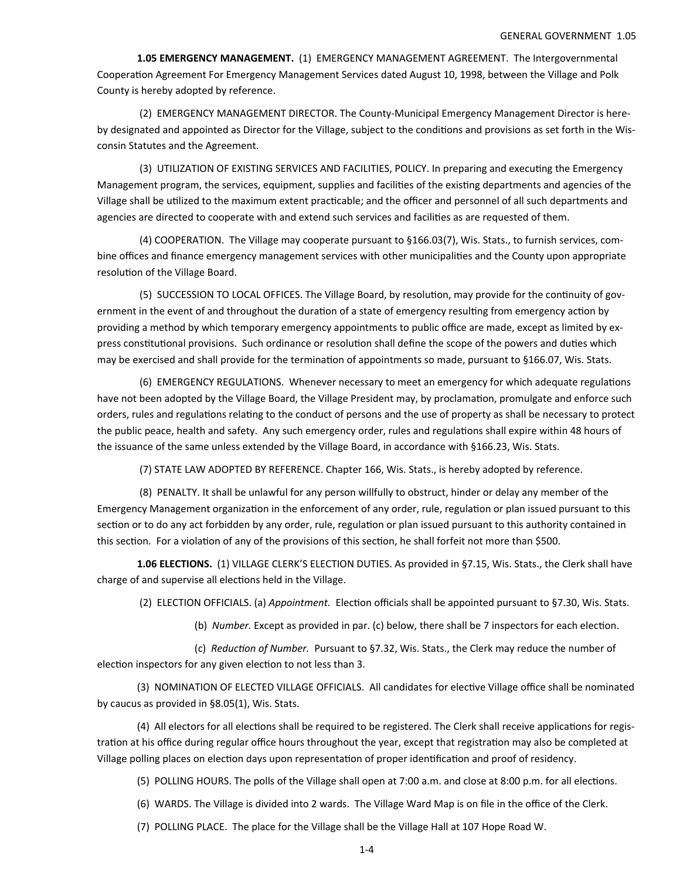**1.05 EMERGENCY MANAGEMENT.** (1) EMERGENCY MANAGEMENT AGREEMENT. The Intergovernmental Cooperation Agreement For Emergency Management Services dated August 10, 1998, between the Village and Polk County is hereby adopted by reference.

(2) EMERGENCY MANAGEMENT DIRECTOR. The County-Municipal Emergency Management Director is hereby designated and appointed as Director for the Village, subject to the conditions and provisions as set forth in the Wisconsin Statutes and the Agreement.

(3) UTILIZATION OF EXISTING SERVICES AND FACILITIES, POLICY. In preparing and executing the Emergency Management program, the services, equipment, supplies and facilities of the existing departments and agencies of the Village shall be utilized to the maximum extent practicable; and the officer and personnel of all such departments and agencies are directed to cooperate with and extend such services and facilities as are requested of them.

(4) COOPERATION. The Village may cooperate pursuant to §166.03(7), Wis. Stats., to furnish services, combine offices and finance emergency management services with other municipalities and the County upon appropriate resolution of the Village Board.

(5) SUCCESSION TO LOCAL OFFICES. The Village Board, by resolution, may provide for the continuity of government in the event of and throughout the duration of a state of emergency resulting from emergency action by providing a method by which temporary emergency appointments to public office are made, except as limited by express constitutional provisions. Such ordinance or resolution shall define the scope of the powers and duties which may be exercised and shall provide for the termination of appointments so made, pursuant to §166.07, Wis. Stats.

(6) EMERGENCY REGULATIONS. Whenever necessary to meet an emergency for which adequate regulations have not been adopted by the Village Board, the Village President may, by proclamation, promulgate and enforce such orders, rules and regulations relating to the conduct of persons and the use of property as shall be necessary to protect the public peace, health and safety. Any such emergency order, rules and regulations shall expire within 48 hours of the issuance of the same unless extended by the Village Board, in accordance with §166.23, Wis. Stats.

(7) STATE LAW ADOPTED BY REFERENCE. Chapter 166, Wis. Stats., is hereby adopted by reference.

(8) PENALTY. It shall be unlawful for any person willfully to obstruct, hinder or delay any member of the Emergency Management organization in the enforcement of any order, rule, regulation or plan issued pursuant to this section or to do any act forbidden by any order, rule, regulation or plan issued pursuant to this authority contained in this section. For a violation of any of the provisions of this section, he shall forfeit not more than $500.

**1.06 ELECTIONS.** (1) VILLAGE CLERK'S ELECTION DUTIES. As provided in §7.15, Wis. Stats., the Clerk shall have charge of and supervise all elections held in the Village.

(2) ELECTION OFFICIALS. (a) *Appointment.* Election officials shall be appointed pursuant to §7.30, Wis. Stats.

(b) *Number.* Except as provided in par. (c) below, there shall be 7 inspectors for each election.

(c) *Reduction of Number.* Pursuant to §7.32, Wis. Stats., the Clerk may reduce the number of election inspectors for any given election to not less than 3.

(3) NOMINATION OF ELECTED VILLAGE OFFICIALS. All candidates for elective Village office shall be nominated by caucus as provided in §8.05(1), Wis. Stats.

(4) All electors for all elections shall be required to be registered. The Clerk shall receive applications for registration at his office during regular office hours throughout the year, except that registration may also be completed at Village polling places on election days upon representation of proper identification and proof of residency.

(5) POLLING HOURS. The polls of the Village shall open at 7:00 a.m. and close at 8:00 p.m. for all elections.

(6) WARDS. The Village is divided into 2 wards. The Village Ward Map is on file in the office of the Clerk.

(7) POLLING PLACE. The place for the Village shall be the Village Hall at 107 Hope Road W.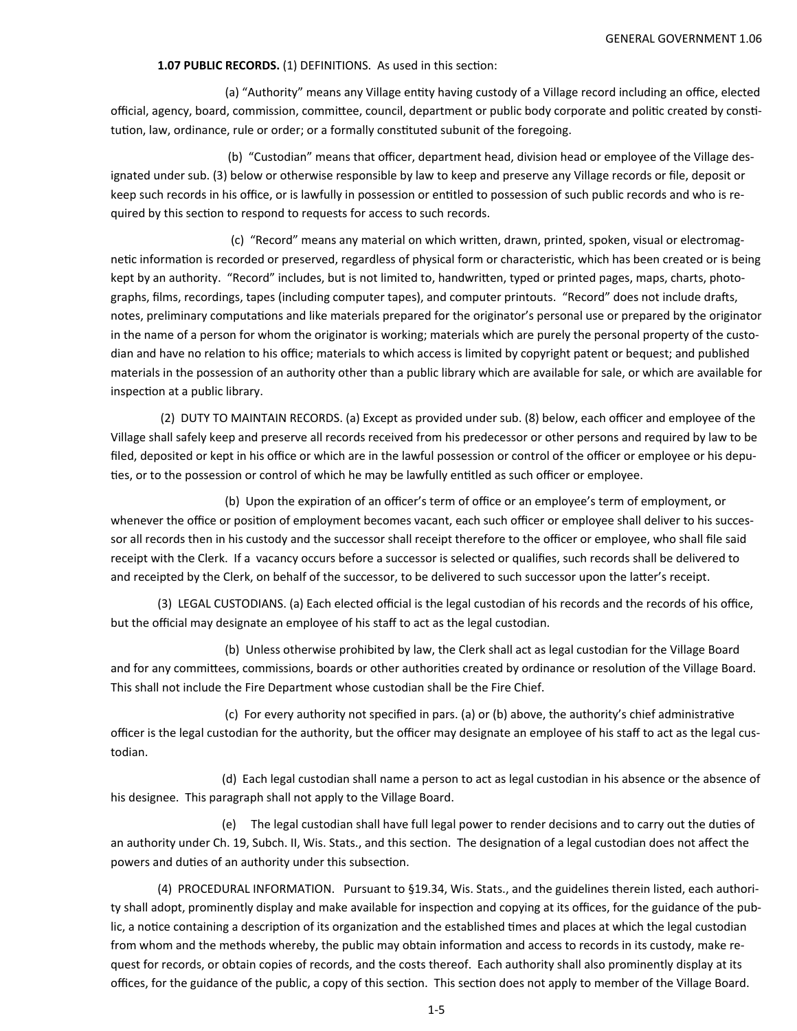**1.07 PUBLIC RECORDS.** (1) DEFINITIONS. As used in this section:

(a) "Authority" means any Village entity having custody of a Village record including an office, elected official, agency, board, commission, committee, council, department or public body corporate and politic created by constitution, law, ordinance, rule or order; or a formally constituted subunit of the foregoing.

(b) "Custodian" means that officer, department head, division head or employee of the Village designated under sub. (3) below or otherwise responsible by law to keep and preserve any Village records or file, deposit or keep such records in his office, or is lawfully in possession or entitled to possession of such public records and who is required by this section to respond to requests for access to such records.

(c) "Record" means any material on which written, drawn, printed, spoken, visual or electromagnetic information is recorded or preserved, regardless of physical form or characteristic, which has been created or is being kept by an authority. "Record" includes, but is not limited to, handwritten, typed or printed pages, maps, charts, photographs, films, recordings, tapes (including computer tapes), and computer printouts. "Record" does not include drafts, notes, preliminary computations and like materials prepared for the originator's personal use or prepared by the originator in the name of a person for whom the originator is working; materials which are purely the personal property of the custodian and have no relation to his office; materials to which access is limited by copyright patent or bequest; and published materials in the possession of an authority other than a public library which are available for sale, or which are available for inspection at a public library.

(2) DUTY TO MAINTAIN RECORDS. (a) Except as provided under sub. (8) below, each officer and employee of the Village shall safely keep and preserve all records received from his predecessor or other persons and required by law to be filed, deposited or kept in his office or which are in the lawful possession or control of the officer or employee or his deputies, or to the possession or control of which he may be lawfully entitled as such officer or employee.

(b) Upon the expiration of an officer's term of office or an employee's term of employment, or whenever the office or position of employment becomes vacant, each such officer or employee shall deliver to his successor all records then in his custody and the successor shall receipt therefore to the officer or employee, who shall file said receipt with the Clerk. If a vacancy occurs before a successor is selected or qualifies, such records shall be delivered to and receipted by the Clerk, on behalf of the successor, to be delivered to such successor upon the latter's receipt.

(3) LEGAL CUSTODIANS. (a) Each elected official is the legal custodian of his records and the records of his office, but the official may designate an employee of his staff to act as the legal custodian.

(b) Unless otherwise prohibited by law, the Clerk shall act as legal custodian for the Village Board and for any committees, commissions, boards or other authorities created by ordinance or resolution of the Village Board. This shall not include the Fire Department whose custodian shall be the Fire Chief.

(c) For every authority not specified in pars. (a) or (b) above, the authority's chief administrative officer is the legal custodian for the authority, but the officer may designate an employee of his staff to act as the legal custodian.

(d) Each legal custodian shall name a person to act as legal custodian in his absence or the absence of his designee. This paragraph shall not apply to the Village Board.

(e) The legal custodian shall have full legal power to render decisions and to carry out the duties of an authority under Ch. 19, Subch. II, Wis. Stats., and this section. The designation of a legal custodian does not affect the powers and duties of an authority under this subsection.

(4) PROCEDURAL INFORMATION. Pursuant to §19.34, Wis. Stats., and the guidelines therein listed, each authority shall adopt, prominently display and make available for inspection and copying at its offices, for the guidance of the public, a notice containing a description of its organization and the established times and places at which the legal custodian from whom and the methods whereby, the public may obtain information and access to records in its custody, make request for records, or obtain copies of records, and the costs thereof. Each authority shall also prominently display at its offices, for the guidance of the public, a copy of this section. This section does not apply to member of the Village Board.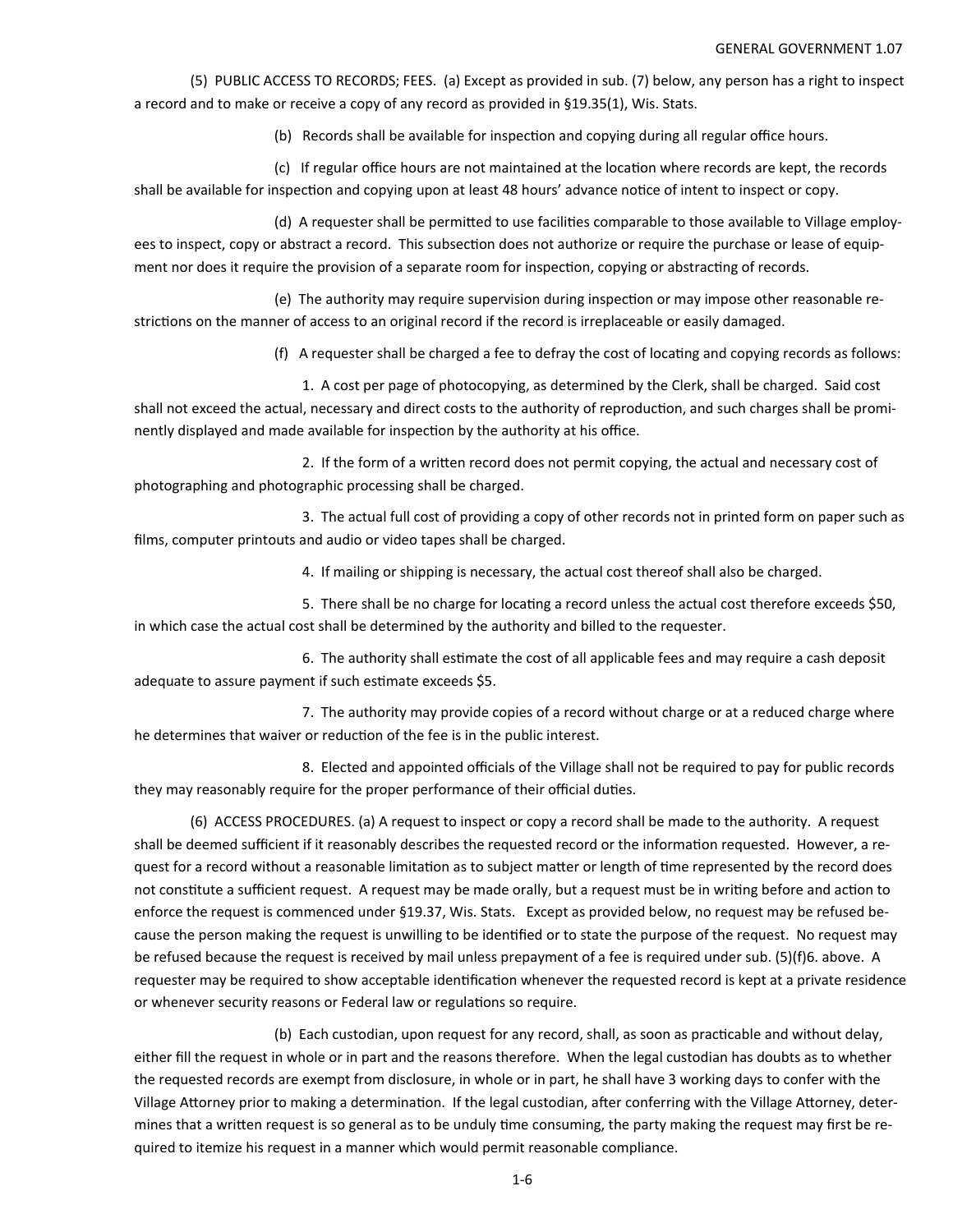(5) PUBLIC ACCESS TO RECORDS; FEES. (a) Except as provided in sub. (7) below, any person has a right to inspect a record and to make or receive a copy of any record as provided in §19.35(1), Wis. Stats.

(b) Records shall be available for inspection and copying during all regular office hours.

(c) If regular office hours are not maintained at the location where records are kept, the records shall be available for inspection and copying upon at least 48 hours' advance notice of intent to inspect or copy.

(d) A requester shall be permitted to use facilities comparable to those available to Village employees to inspect, copy or abstract a record. This subsection does not authorize or require the purchase or lease of equipment nor does it require the provision of a separate room for inspection, copying or abstracting of records.

(e) The authority may require supervision during inspection or may impose other reasonable restrictions on the manner of access to an original record if the record is irreplaceable or easily damaged.

(f) A requester shall be charged a fee to defray the cost of locating and copying records as follows:

1. A cost per page of photocopying, as determined by the Clerk, shall be charged. Said cost shall not exceed the actual, necessary and direct costs to the authority of reproduction, and such charges shall be prominently displayed and made available for inspection by the authority at his office.

2. If the form of a written record does not permit copying, the actual and necessary cost of photographing and photographic processing shall be charged.

3. The actual full cost of providing a copy of other records not in printed form on paper such as films, computer printouts and audio or video tapes shall be charged.

4. If mailing or shipping is necessary, the actual cost thereof shall also be charged.

5. There shall be no charge for locating a record unless the actual cost therefore exceeds $50, in which case the actual cost shall be determined by the authority and billed to the requester.

6. The authority shall estimate the cost of all applicable fees and may require a cash deposit adequate to assure payment if such estimate exceeds $5.

7. The authority may provide copies of a record without charge or at a reduced charge where he determines that waiver or reduction of the fee is in the public interest.

8. Elected and appointed officials of the Village shall not be required to pay for public records they may reasonably require for the proper performance of their official duties.

(6) ACCESS PROCEDURES. (a) A request to inspect or copy a record shall be made to the authority. A request shall be deemed sufficient if it reasonably describes the requested record or the information requested. However, a request for a record without a reasonable limitation as to subject matter or length of time represented by the record does not constitute a sufficient request. A request may be made orally, but a request must be in writing before and action to enforce the request is commenced under §19.37, Wis. Stats. Except as provided below, no request may be refused because the person making the request is unwilling to be identified or to state the purpose of the request. No request may be refused because the request is received by mail unless prepayment of a fee is required under sub. (5)(f)6. above. A requester may be required to show acceptable identification whenever the requested record is kept at a private residence or whenever security reasons or Federal law or regulations so require.

(b) Each custodian, upon request for any record, shall, as soon as practicable and without delay, either fill the request in whole or in part and the reasons therefore. When the legal custodian has doubts as to whether the requested records are exempt from disclosure, in whole or in part, he shall have 3 working days to confer with the Village Attorney prior to making a determination. If the legal custodian, after conferring with the Village Attorney, determines that a written request is so general as to be unduly time consuming, the party making the request may first be required to itemize his request in a manner which would permit reasonable compliance.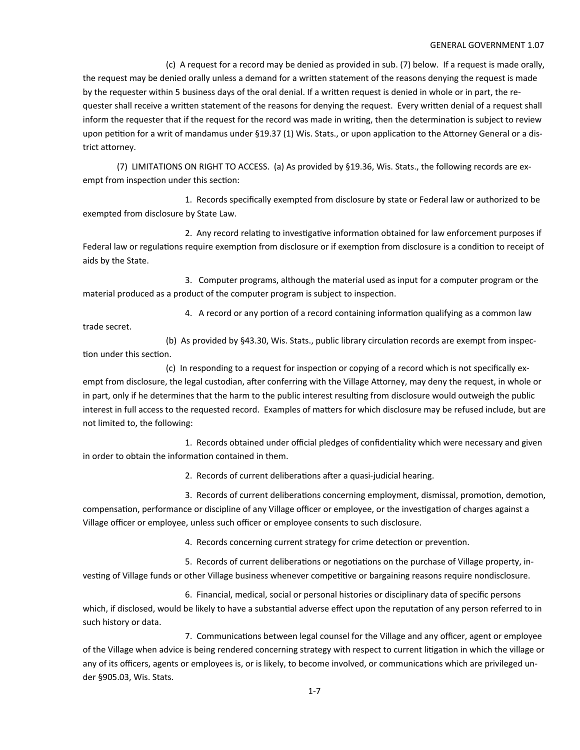(c) A request for a record may be denied as provided in sub. (7) below. If a request is made orally, the request may be denied orally unless a demand for a written statement of the reasons denying the request is made by the requester within 5 business days of the oral denial. If a written request is denied in whole or in part, the requester shall receive a written statement of the reasons for denying the request. Every written denial of a request shall inform the requester that if the request for the record was made in writing, then the determination is subject to review upon petition for a writ of mandamus under §19.37 (1) Wis. Stats., or upon application to the Attorney General or a district attorney.

(7) LIMITATIONS ON RIGHT TO ACCESS. (a) As provided by §19.36, Wis. Stats., the following records are exempt from inspection under this section:

1. Records specifically exempted from disclosure by state or Federal law or authorized to be exempted from disclosure by State Law.

2. Any record relating to investigative information obtained for law enforcement purposes if Federal law or regulations require exemption from disclosure or if exemption from disclosure is a condition to receipt of aids by the State.

3. Computer programs, although the material used as input for a computer program or the material produced as a product of the computer program is subject to inspection.

4. A record or any portion of a record containing information qualifying as a common law trade secret.

(b) As provided by §43.30, Wis. Stats., public library circulation records are exempt from inspection under this section.

(c) In responding to a request for inspection or copying of a record which is not specifically exempt from disclosure, the legal custodian, after conferring with the Village Attorney, may deny the request, in whole or in part, only if he determines that the harm to the public interest resulting from disclosure would outweigh the public interest in full access to the requested record. Examples of matters for which disclosure may be refused include, but are not limited to, the following:

1. Records obtained under official pledges of confidentiality which were necessary and given in order to obtain the information contained in them.

2. Records of current deliberations after a quasi-judicial hearing.

3. Records of current deliberations concerning employment, dismissal, promotion, demotion, compensation, performance or discipline of any Village officer or employee, or the investigation of charges against a Village officer or employee, unless such officer or employee consents to such disclosure.

4. Records concerning current strategy for crime detection or prevention.

5. Records of current deliberations or negotiations on the purchase of Village property, investing of Village funds or other Village business whenever competitive or bargaining reasons require nondisclosure.

6. Financial, medical, social or personal histories or disciplinary data of specific persons which, if disclosed, would be likely to have a substantial adverse effect upon the reputation of any person referred to in such history or data.

7. Communications between legal counsel for the Village and any officer, agent or employee of the Village when advice is being rendered concerning strategy with respect to current litigation in which the village or any of its officers, agents or employees is, or is likely, to become involved, or communications which are privileged under §905.03, Wis. Stats.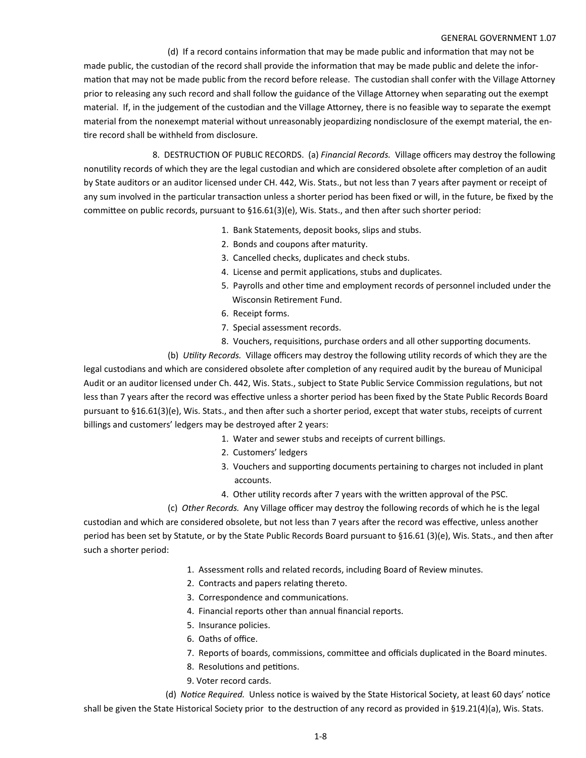(d) If a record contains information that may be made public and information that may not be made public, the custodian of the record shall provide the information that may be made public and delete the information that may not be made public from the record before release. The custodian shall confer with the Village Attorney prior to releasing any such record and shall follow the guidance of the Village Attorney when separating out the exempt material. If, in the judgement of the custodian and the Village Attorney, there is no feasible way to separate the exempt material from the nonexempt material without unreasonably jeopardizing nondisclosure of the exempt material, the entire record shall be withheld from disclosure.

8. DESTRUCTION OF PUBLIC RECORDS. (a) *Financial Records.* Village officers may destroy the following nonutility records of which they are the legal custodian and which are considered obsolete after completion of an audit by State auditors or an auditor licensed under CH. 442, Wis. Stats., but not less than 7 years after payment or receipt of any sum involved in the particular transaction unless a shorter period has been fixed or will, in the future, be fixed by the committee on public records, pursuant to §16.61(3)(e), Wis. Stats., and then after such shorter period:

1. Bank Statements, deposit books, slips and stubs.
2. Bonds and coupons after maturity.
3. Cancelled checks, duplicates and check stubs.
4. License and permit applications, stubs and duplicates.
5. Payrolls and other time and employment records of personnel included under the Wisconsin Retirement Fund.
6. Receipt forms.
7. Special assessment records.
8. Vouchers, requisitions, purchase orders and all other supporting documents.

(b) *Utility Records.* Village officers may destroy the following utility records of which they are the legal custodians and which are considered obsolete after completion of any required audit by the bureau of Municipal Audit or an auditor licensed under Ch. 442, Wis. Stats., subject to State Public Service Commission regulations, but not less than 7 years after the record was effective unless a shorter period has been fixed by the State Public Records Board pursuant to §16.61(3)(e), Wis. Stats., and then after such a shorter period, except that water stubs, receipts of current billings and customers' ledgers may be destroyed after 2 years:

1. Water and sewer stubs and receipts of current billings.
2. Customers' ledgers
3. Vouchers and supporting documents pertaining to charges not included in plant accounts.
4. Other utility records after 7 years with the written approval of the PSC.

(c) *Other Records.* Any Village officer may destroy the following records of which he is the legal custodian and which are considered obsolete, but not less than 7 years after the record was effective, unless another period has been set by Statute, or by the State Public Records Board pursuant to §16.61 (3)(e), Wis. Stats., and then after such a shorter period:

1. Assessment rolls and related records, including Board of Review minutes.
2. Contracts and papers relating thereto.
3. Correspondence and communications.
4. Financial reports other than annual financial reports.
5. Insurance policies.
6. Oaths of office.
7. Reports of boards, commissions, committee and officials duplicated in the Board minutes.
8. Resolutions and petitions.
9. Voter record cards.

(d) *Notice Required.* Unless notice is waived by the State Historical Society, at least 60 days' notice shall be given the State Historical Society prior to the destruction of any record as provided in §19.21(4)(a), Wis. Stats.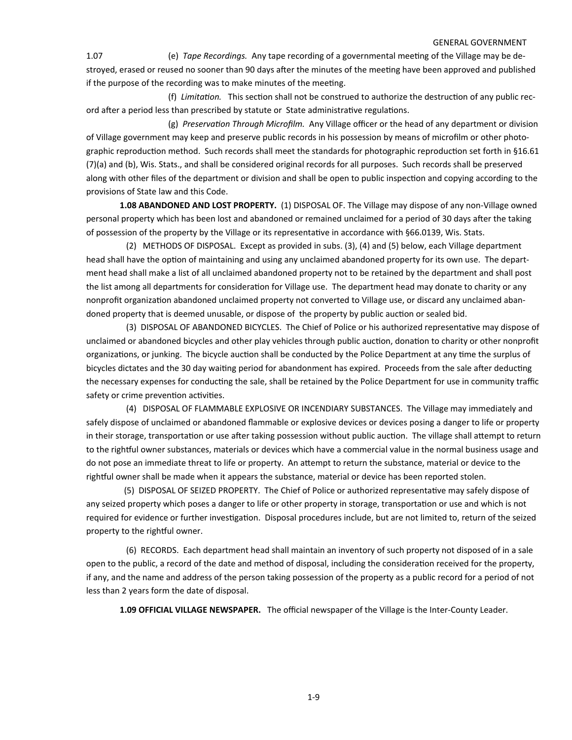1.07 (e) *Tape Recordings.* Any tape recording of a governmental meeting of the Village may be destroyed, erased or reused no sooner than 90 days after the minutes of the meeting have been approved and published if the purpose of the recording was to make minutes of the meeting.

(f) *Limitation.* This section shall not be construed to authorize the destruction of any public record after a period less than prescribed by statute or State administrative regulations.

(g) *Preservation Through Microfilm.* Any Village officer or the head of any department or division of Village government may keep and preserve public records in his possession by means of microfilm or other photographic reproduction method. Such records shall meet the standards for photographic reproduction set forth in §16.61 (7)(a) and (b), Wis. Stats., and shall be considered original records for all purposes. Such records shall be preserved along with other files of the department or division and shall be open to public inspection and copying according to the provisions of State law and this Code.

**1.08 ABANDONED AND LOST PROPERTY.** (1) DISPOSAL OF. The Village may dispose of any non-Village owned personal property which has been lost and abandoned or remained unclaimed for a period of 30 days after the taking of possession of the property by the Village or its representative in accordance with §66.0139, Wis. Stats.

(2) METHODS OF DISPOSAL. Except as provided in subs. (3), (4) and (5) below, each Village department head shall have the option of maintaining and using any unclaimed abandoned property for its own use. The department head shall make a list of all unclaimed abandoned property not to be retained by the department and shall post the list among all departments for consideration for Village use. The department head may donate to charity or any nonprofit organization abandoned unclaimed property not converted to Village use, or discard any unclaimed abandoned property that is deemed unusable, or dispose of the property by public auction or sealed bid.

(3) DISPOSAL OF ABANDONED BICYCLES. The Chief of Police or his authorized representative may dispose of unclaimed or abandoned bicycles and other play vehicles through public auction, donation to charity or other nonprofit organizations, or junking. The bicycle auction shall be conducted by the Police Department at any time the surplus of bicycles dictates and the 30 day waiting period for abandonment has expired. Proceeds from the sale after deducting the necessary expenses for conducting the sale, shall be retained by the Police Department for use in community traffic safety or crime prevention activities.

(4) DISPOSAL OF FLAMMABLE EXPLOSIVE OR INCENDIARY SUBSTANCES. The Village may immediately and safely dispose of unclaimed or abandoned flammable or explosive devices or devices posing a danger to life or property in their storage, transportation or use after taking possession without public auction. The village shall attempt to return to the rightful owner substances, materials or devices which have a commercial value in the normal business usage and do not pose an immediate threat to life or property. An attempt to return the substance, material or device to the rightful owner shall be made when it appears the substance, material or device has been reported stolen.

(5) DISPOSAL OF SEIZED PROPERTY. The Chief of Police or authorized representative may safely dispose of any seized property which poses a danger to life or other property in storage, transportation or use and which is not required for evidence or further investigation. Disposal procedures include, but are not limited to, return of the seized property to the rightful owner.

(6) RECORDS. Each department head shall maintain an inventory of such property not disposed of in a sale open to the public, a record of the date and method of disposal, including the consideration received for the property, if any, and the name and address of the person taking possession of the property as a public record for a period of not less than 2 years form the date of disposal.

**1.09 OFFICIAL VILLAGE NEWSPAPER.** The official newspaper of the Village is the Inter-County Leader.